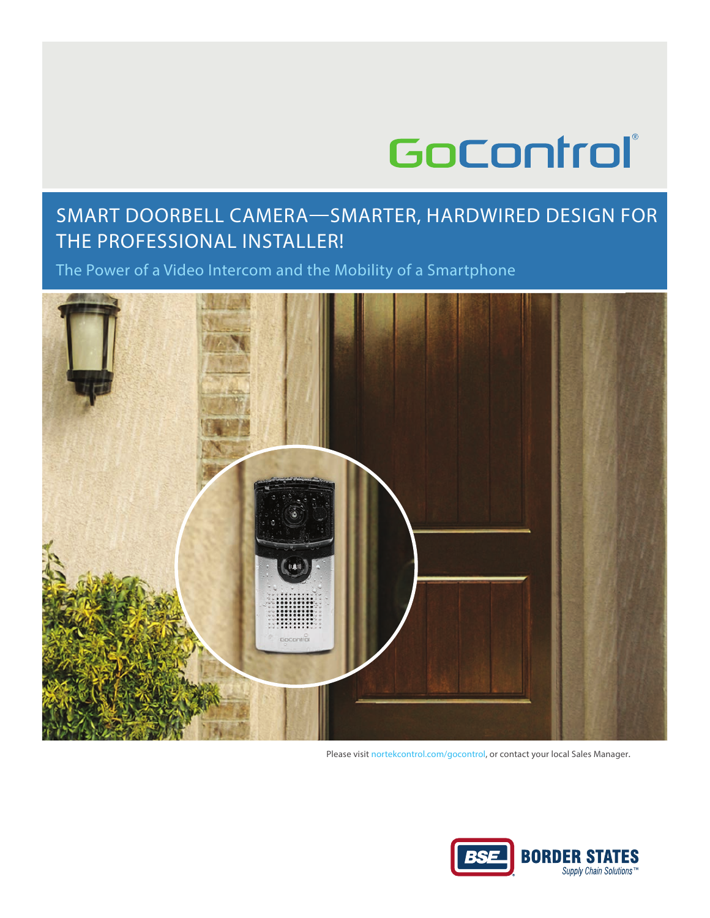GoControl®

# SMART DOORBELL CAMERA—SMARTER, HARDWIRED DESIGN FOR THE PROFESSIONAL INSTALLER!

## The Power of a Video Intercom and the Mobility of a Smartphone

Please visit nortekcontrol.com/gocontrol, or contact your local Sales Manager.

BSE BORDER STATES *Supply Chain Solutions™*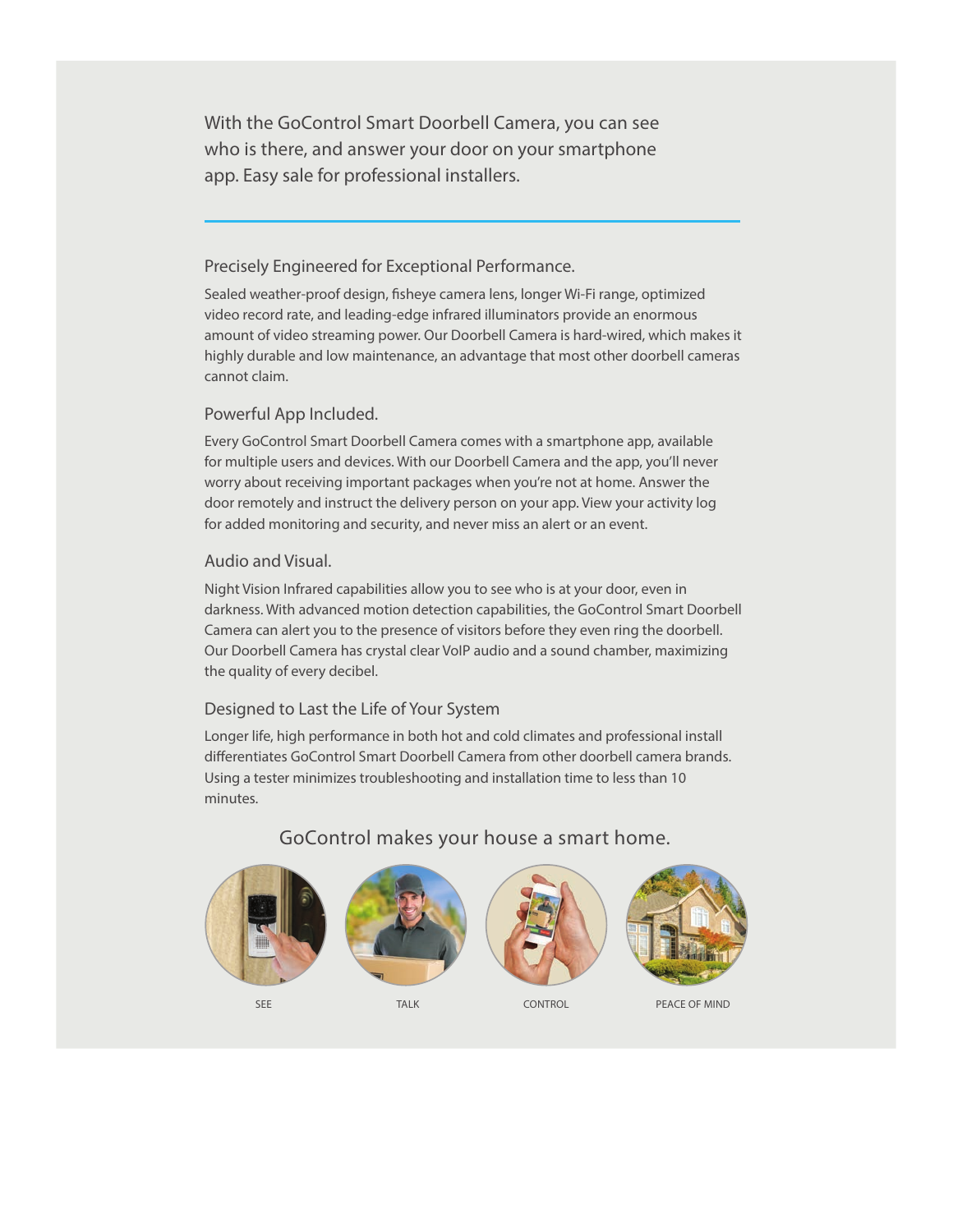With the GoControl Smart Doorbell Camera, you can see who is there, and answer your door on your smartphone app. Easy sale for professional installers.

---

### Precisely Engineered for Exceptional Performance.

Sealed weather-proof design, fisheye camera lens, longer Wi-Fi range, optimized video record rate, and leading-edge infrared illuminators provide an enormous amount of video streaming power. Our Doorbell Camera is hard-wired, which makes it highly durable and low maintenance, an advantage that most other doorbell cameras cannot claim.

### Powerful App Included.

Every GoControl Smart Doorbell Camera comes with a smartphone app, available for multiple users and devices. With our Doorbell Camera and the app, you'll never worry about receiving important packages when you're not at home. Answer the door remotely and instruct the delivery person on your app. View your activity log for added monitoring and security, and never miss an alert or an event.

### Audio and Visual.

Night Vision Infrared capabilities allow you to see who is at your door, even in darkness. With advanced motion detection capabilities, the GoControl Smart Doorbell Camera can alert you to the presence of visitors before they even ring the doorbell. Our Doorbell Camera has crystal clear VoIP audio and a sound chamber, maximizing the quality of every decibel.

### Designed to Last the Life of Your System

Longer life, high performance in both hot and cold climates and professional install differentiates GoControl Smart Doorbell Camera from other doorbell camera brands. Using a tester minimizes troubleshooting and installation time to less than 10 minutes.

## GoControl makes your house a smart home.

SEE

TALK

CONTROL

PEACE OF MIND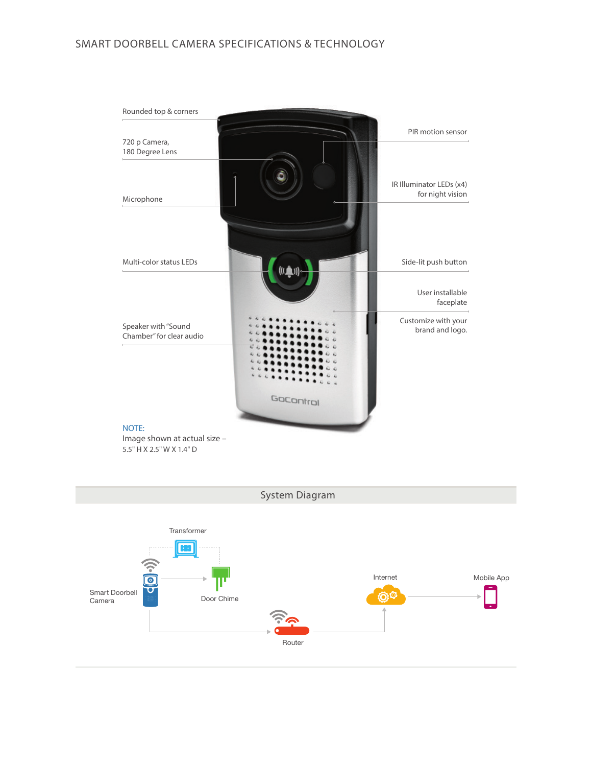# SMART DOORBELL CAMERA SPECIFICATIONS & TECHNOLOGY

Rounded top & corners

720 p Camera,
180 Degree Lens

Microphone

Multi-color status LEDs

Speaker with "Sound Chamber" for clear audio

PIR motion sensor

IR Illuminator LEDs (x4) for night vision

Side-lit push button

User installable faceplate

Customize with your brand and logo.

GoControl

NOTE:
Image shown at actual size –
5.5" H X 2.5" W X 1.4" D

## System Diagram

Transformer

Smart Doorbell Camera

Door Chime

Router

Internet

Mobile App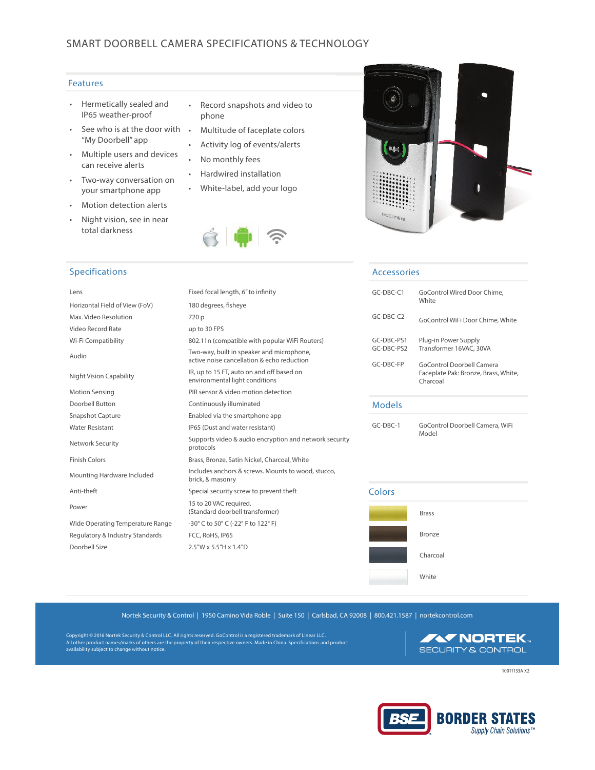# SMART DOORBELL CAMERA SPECIFICATIONS & TECHNOLOGY

## Features

- Hermetically sealed and IP65 weather-proof
- See who is at the door with "My Doorbell" app
- Multiple users and devices can receive alerts
- Two-way conversation on your smartphone app
- Motion detection alerts
- Night vision, see in near total darkness
- Record snapshots and video to phone
- Multitude of faceplate colors
- Activity log of events/alerts
- No monthly fees
- Hardwired installation
- White-label, add your logo

## Specifications

| | |
|---|---|
| Lens | Fixed focal length, 6" to infinity |
| Horizontal Field of View (FoV) | 180 degrees, fisheye |
| Max. Video Resolution | 720 p |
| Video Record Rate | up to 30 FPS |
| Wi-Fi Compatibility | 802.11n (compatible with popular WiFi Routers) |
| Audio | Two-way, built in speaker and microphone, active noise cancellation & echo reduction |
| Night Vision Capability | IR, up to 15 FT, auto on and off based on environmental light conditions |
| Motion Sensing | PIR sensor & video motion detection |
| Doorbell Button | Continuously illuminated |
| Snapshot Capture | Enabled via the smartphone app |
| Water Resistant | IP65 (Dust and water resistant) |
| Network Security | Supports video & audio encryption and network security protocols |
| Finish Colors | Brass, Bronze, Satin Nickel, Charcoal, White |
| Mounting Hardware Included | Includes anchors & screws. Mounts to wood, stucco, brick, & masonry |
| Anti-theft | Special security screw to prevent theft |
| Power | 15 to 20 VAC required. (Standard doorbell transformer) |
| Wide Operating Temperature Range | -30° C to 50° C (-22° F to 122° F) |
| Regulatory & Industry Standards | FCC, RoHS, IP65 |
| Doorbell Size | 2.5"W x 5.5"H x 1.4"D |

## Accessories

| | |
|---|---|
| GC-DBC-C1 | GoControl Wired Door Chime, White |
| GC-DBC-C2 | GoControl WiFi Door Chime, White |
| GC-DBC-PS1<br>GC-DBC-PS2 | Plug-in Power Supply<br>Transformer 16VAC, 30VA |
| GC-DBC-FP | GoControl Doorbell Camera Faceplate Pak: Bronze, Brass, White, Charcoal |

## Models

| | |
|---|---|
| GC-DBC-1 | GoControl Doorbell Camera, WiFi Model |

## Colors

- Brass
- Bronze
- Charcoal
- White

Nortek Security & Control | 1950 Camino Vida Roble | Suite 150 | Carlsbad, CA 92008 | 800.421.1587 | nortekcontrol.com

Copyright © 2016 Nortek Security & Control LLC. All rights reserved. GoControl is a registered trademark of Linear LLC. All other product names/marks of others are the property of their respective owners. Made in China. Specifications and product availability subject to change without notice.

NORTEK SECURITY & CONTROL

10011133A X2

BSE BORDER STATES Supply Chain Solutions™